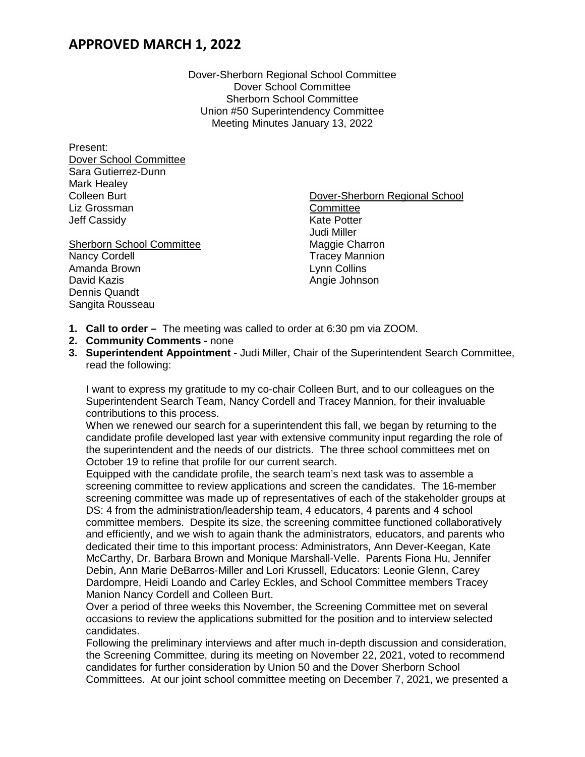# APPROVED MARCH 1, 2022

Dover-Sherborn Regional School Committee
Dover School Committee
Sherborn School Committee
Union #50 Superintendency Committee
Meeting Minutes January 13, 2022

Present:

Dover School Committee
Sara Gutierrez-Dunn
Mark Healey
Colleen Burt
Liz Grossman
Jeff Cassidy

Sherborn School Committee
Nancy Cordell
Amanda Brown
David Kazis
Dennis Quandt
Sangita Rousseau

Dover-Sherborn Regional School Committee
Kate Potter
Judi Miller
Maggie Charron
Tracey Mannion
Lynn Collins
Angie Johnson

1. **Call to order –** The meeting was called to order at 6:30 pm via ZOOM.
2. **Community Comments -** none
3. **Superintendent Appointment -** Judi Miller, Chair of the Superintendent Search Committee, read the following:

   I want to express my gratitude to my co-chair Colleen Burt, and to our colleagues on the Superintendent Search Team, Nancy Cordell and Tracey Mannion, for their invaluable contributions to this process.
   
   When we renewed our search for a superintendent this fall, we began by returning to the candidate profile developed last year with extensive community input regarding the role of the superintendent and the needs of our districts. The three school committees met on October 19 to refine that profile for our current search.
   
   Equipped with the candidate profile, the search team's next task was to assemble a screening committee to review applications and screen the candidates. The 16-member screening committee was made up of representatives of each of the stakeholder groups at DS: 4 from the administration/leadership team, 4 educators, 4 parents and 4 school committee members. Despite its size, the screening committee functioned collaboratively and efficiently, and we wish to again thank the administrators, educators, and parents who dedicated their time to this important process: Administrators, Ann Dever-Keegan, Kate McCarthy, Dr. Barbara Brown and Monique Marshall-Velle. Parents Fiona Hu, Jennifer Debin, Ann Marie DeBarros-Miller and Lori Krussell, Educators: Leonie Glenn, Carey Dardompre, Heidi Loando and Carley Eckles, and School Committee members Tracey Manion Nancy Cordell and Colleen Burt.
   
   Over a period of three weeks this November, the Screening Committee met on several occasions to review the applications submitted for the position and to interview selected candidates.
   
   Following the preliminary interviews and after much in-depth discussion and consideration, the Screening Committee, during its meeting on November 22, 2021, voted to recommend candidates for further consideration by Union 50 and the Dover Sherborn School Committees. At our joint school committee meeting on December 7, 2021, we presented a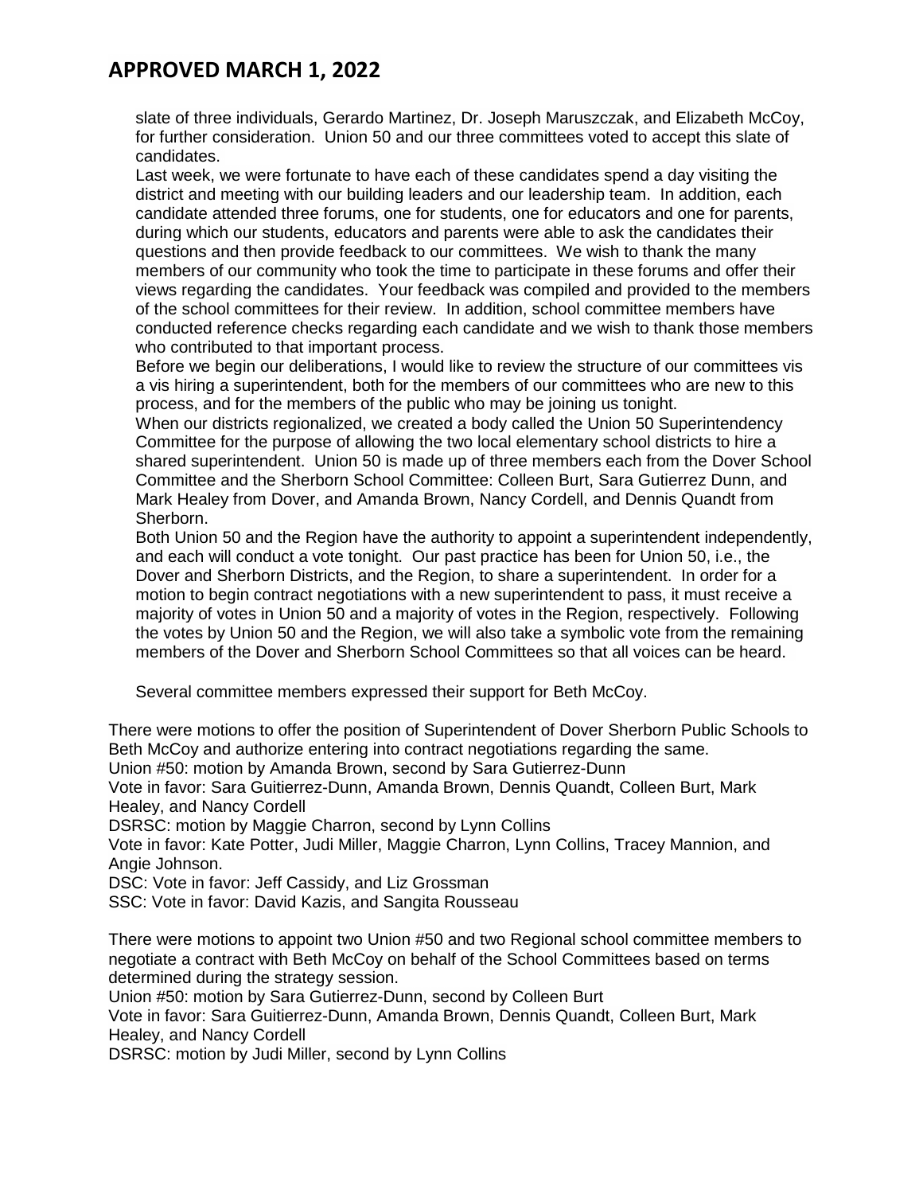slate of three individuals, Gerardo Martinez, Dr. Joseph Maruszczak, and Elizabeth McCoy, for further consideration. Union 50 and our three committees voted to accept this slate of candidates.

Last week, we were fortunate to have each of these candidates spend a day visiting the district and meeting with our building leaders and our leadership team. In addition, each candidate attended three forums, one for students, one for educators and one for parents, during which our students, educators and parents were able to ask the candidates their questions and then provide feedback to our committees. We wish to thank the many members of our community who took the time to participate in these forums and offer their views regarding the candidates. Your feedback was compiled and provided to the members of the school committees for their review. In addition, school committee members have conducted reference checks regarding each candidate and we wish to thank those members who contributed to that important process.

Before we begin our deliberations, I would like to review the structure of our committees vis a vis hiring a superintendent, both for the members of our committees who are new to this process, and for the members of the public who may be joining us tonight.

When our districts regionalized, we created a body called the Union 50 Superintendency Committee for the purpose of allowing the two local elementary school districts to hire a shared superintendent. Union 50 is made up of three members each from the Dover School Committee and the Sherborn School Committee: Colleen Burt, Sara Gutierrez Dunn, and Mark Healey from Dover, and Amanda Brown, Nancy Cordell, and Dennis Quandt from Sherborn.

Both Union 50 and the Region have the authority to appoint a superintendent independently, and each will conduct a vote tonight. Our past practice has been for Union 50, i.e., the Dover and Sherborn Districts, and the Region, to share a superintendent. In order for a motion to begin contract negotiations with a new superintendent to pass, it must receive a majority of votes in Union 50 and a majority of votes in the Region, respectively. Following the votes by Union 50 and the Region, we will also take a symbolic vote from the remaining members of the Dover and Sherborn School Committees so that all voices can be heard.

Several committee members expressed their support for Beth McCoy.

There were motions to offer the position of Superintendent of Dover Sherborn Public Schools to Beth McCoy and authorize entering into contract negotiations regarding the same.
Union #50: motion by Amanda Brown, second by Sara Gutierrez-Dunn
Vote in favor: Sara Guitierrez-Dunn, Amanda Brown, Dennis Quandt, Colleen Burt, Mark Healey, and Nancy Cordell
DSRSC: motion by Maggie Charron, second by Lynn Collins
Vote in favor: Kate Potter, Judi Miller, Maggie Charron, Lynn Collins, Tracey Mannion, and Angie Johnson.
DSC: Vote in favor: Jeff Cassidy, and Liz Grossman
SSC: Vote in favor: David Kazis, and Sangita Rousseau

There were motions to appoint two Union #50 and two Regional school committee members to negotiate a contract with Beth McCoy on behalf of the School Committees based on terms determined during the strategy session.
Union #50: motion by Sara Gutierrez-Dunn, second by Colleen Burt
Vote in favor: Sara Guitierrez-Dunn, Amanda Brown, Dennis Quandt, Colleen Burt, Mark Healey, and Nancy Cordell
DSRSC: motion by Judi Miller, second by Lynn Collins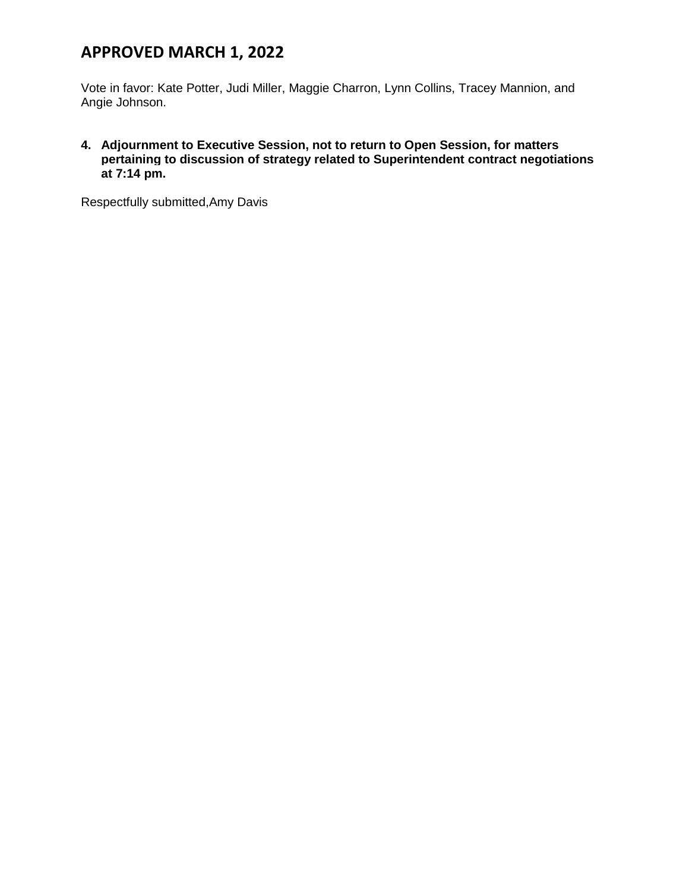# APPROVED MARCH 1, 2022

Vote in favor: Kate Potter, Judi Miller, Maggie Charron, Lynn Collins, Tracey Mannion, and Angie Johnson.

4. **Adjournment to Executive Session, not to return to Open Session, for matters pertaining to discussion of strategy related to Superintendent contract negotiations at 7:14 pm.**

Respectfully submitted,Amy Davis